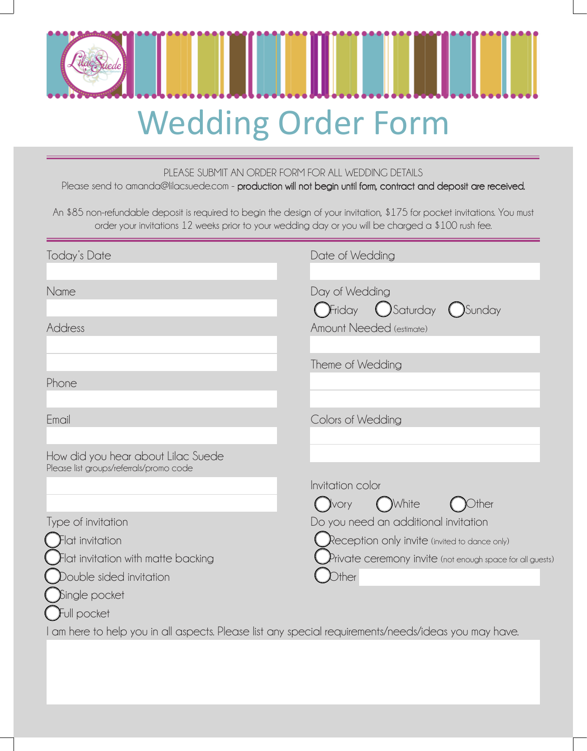# Wedding Order Form

PLEASE SUBMIT AN ORDER FORM FOR ALL WEDDING DETAILS

Please send to amanda@lilacsuede.com - **production will not begin until form, contract and deposit are received.**

An $85 non-refundable deposit is required to begin the design of your invitation, $175 for pocket invitations. You must order your invitations 12 weeks prior to your wedding day or you will be charged a $100 rush fee.

Today's Date

Name

Address

Phone

Email

How did you hear about Lilac Suede
Please list groups/referrals/promo code

Type of invitation

- Flat invitation
- Flat invitation with matte backing
- Double sided invitation
- Single pocket
- Full pocket

Date of Wedding

Day of Wedding

- Friday
- Saturday
- Sunday

Amount Needed (estimate)

Theme of Wedding

Colors of Wedding

Invitation color

- Ivory
- White
- Other

Do you need an additional invitation

- Reception only invite (invited to dance only)
- Private ceremony invite (not enough space for all guests)
- Other

I am here to help you in all aspects. Please list any special requirements/needs/ideas you may have.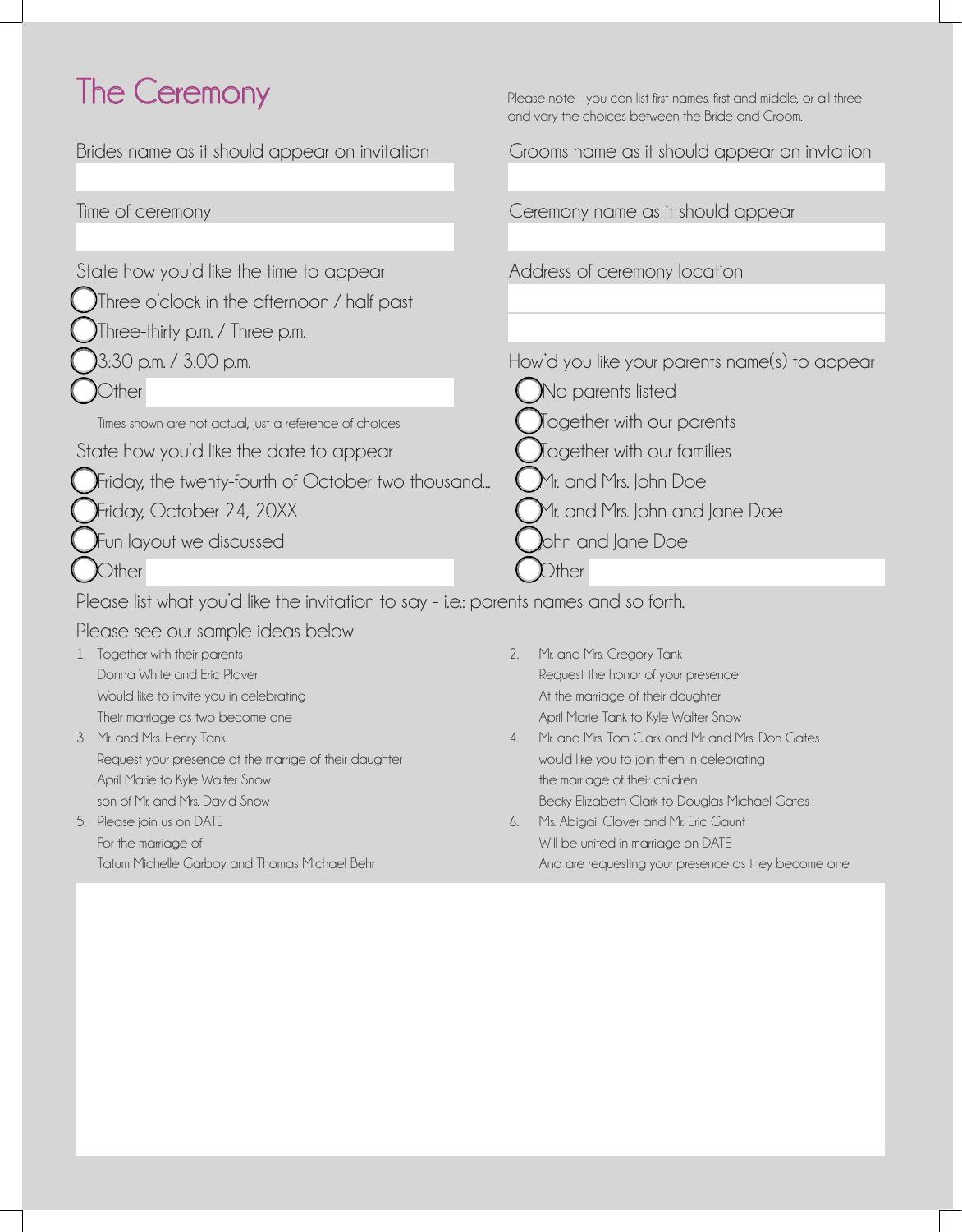# The Ceremony

Please note - you can list first names, first and middle, or all three and vary the choices between the Bride and Groom.

Brides name as it should appear on invitation

Grooms name as it should appear on invtation

Time of ceremony

Ceremony name as it should appear

State how you'd like the time to appear

- Three o'clock in the afternoon / half past
- Three-thirty p.m. / Three p.m.
- 3:30 p.m. / 3:00 p.m.
- Other

Times shown are not actual, just a reference of choices

Address of ceremony location

How'd you like your parents name(s) to appear

- No parents listed
- Together with our parents
- Together with our families
- Mr. and Mrs. John Doe
- Mr. and Mrs. John and Jane Doe
- John and Jane Doe
- Other

State how you'd like the date to appear

- Friday, the twenty-fourth of October two thousand...
- Friday, October 24, 20XX
- Fun layout we discussed
- Other

Please list what you'd like the invitation to say - i.e.: parents names and so forth.

Please see our sample ideas below

1. Together with their parents
   Donna White and Eric Plover
   Would like to invite you in celebrating
   Their marriage as two become one
2. Mr. and Mrs. Gregory Tank
   Request the honor of your presence
   At the marriage of their daughter
   April Marie Tank to Kyle Walter Snow
3. Mr. and Mrs. Henry Tank
   Request your presence at the marrige of their daughter
   April Marie to Kyle Walter Snow
   son of Mr. and Mrs. David Snow
4. Mr. and Mrs. Tom Clark and Mr and Mrs. Don Gates
   would like you to join them in celebrating
   the marriage of their children
   Becky Elizabeth Clark to Douglas Michael Gates
5. Please join us on DATE
   For the marriage of
   Tatum Michelle Garboy and Thomas Michael Behr
6. Ms. Abigail Clover and Mr. Eric Gaunt
   Will be united in marriage on DATE
   And are requesting your presence as they become one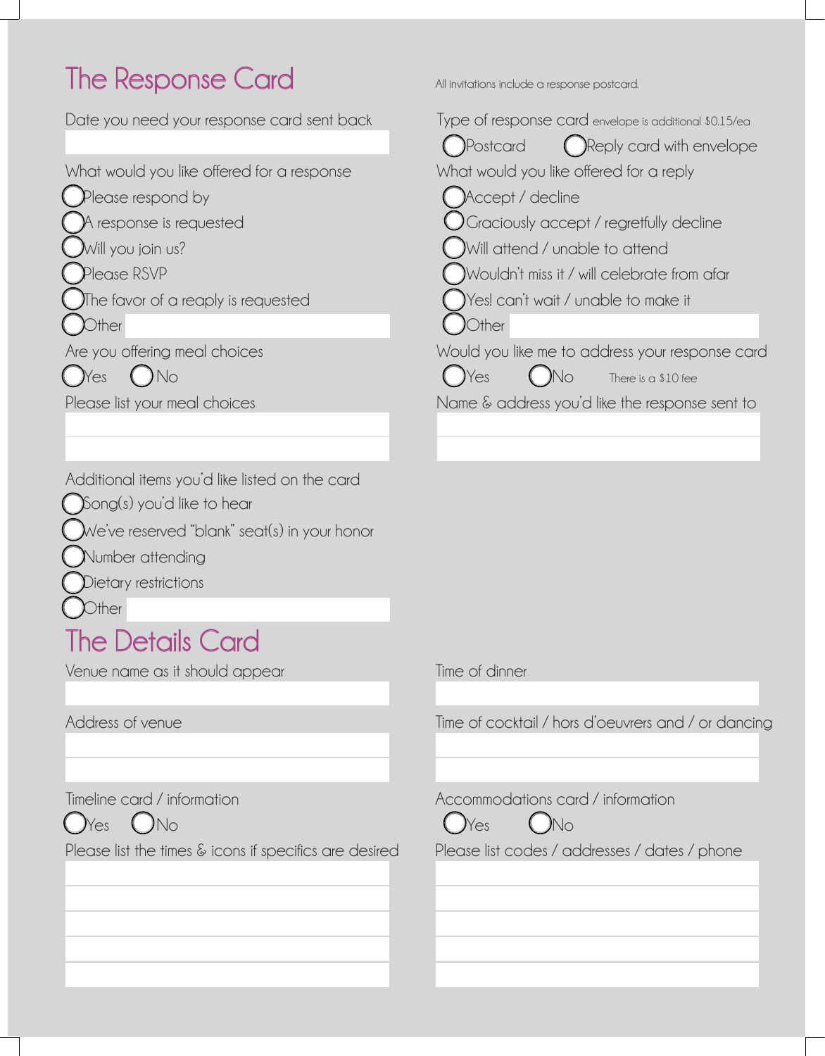# The Response Card

All invitations include a response postcard.

Date you need your response card sent back

What would you like offered for a response

- ◯ Please respond by
- ◯ A response is requested
- ◯ Will you join us?
- ◯ Please RSVP
- ◯ The favor of a reaply is requested
- ◯ Other

Are you offering meal choices

◯ Yes ◯ No

Please list your meal choices

Additional items you'd like listed on the card

- ◯ Song(s) you'd like to hear
- ◯ We've reserved "blank" seat(s) in your honor
- ◯ Number attending
- ◯ Dietary restrictions
- ◯ Other

Type of response card envelope is additional $0.15/ea

◯ Postcard ◯ Reply card with envelope

What would you like offered for a reply

- ◯ Accept / decline
- ◯ Graciously accept / regretfully decline
- ◯ Will attend / unable to attend
- ◯ Wouldn't miss it / will celebrate from afar
- ◯ Yes! can't wait / unable to make it
- ◯ Other

Would you like me to address your response card

◯ Yes ◯ No There is a $10 fee

Name & address you'd like the response sent to

# The Details Card

Venue name as it should appear

Address of venue

Timeline card / information

◯ Yes ◯ No

Please list the times & icons if specifics are desired

Time of dinner

Time of cocktail / hors d'oeuvres and / or dancing

Accommodations card / information

◯ Yes ◯ No

Please list codes / addresses / dates / phone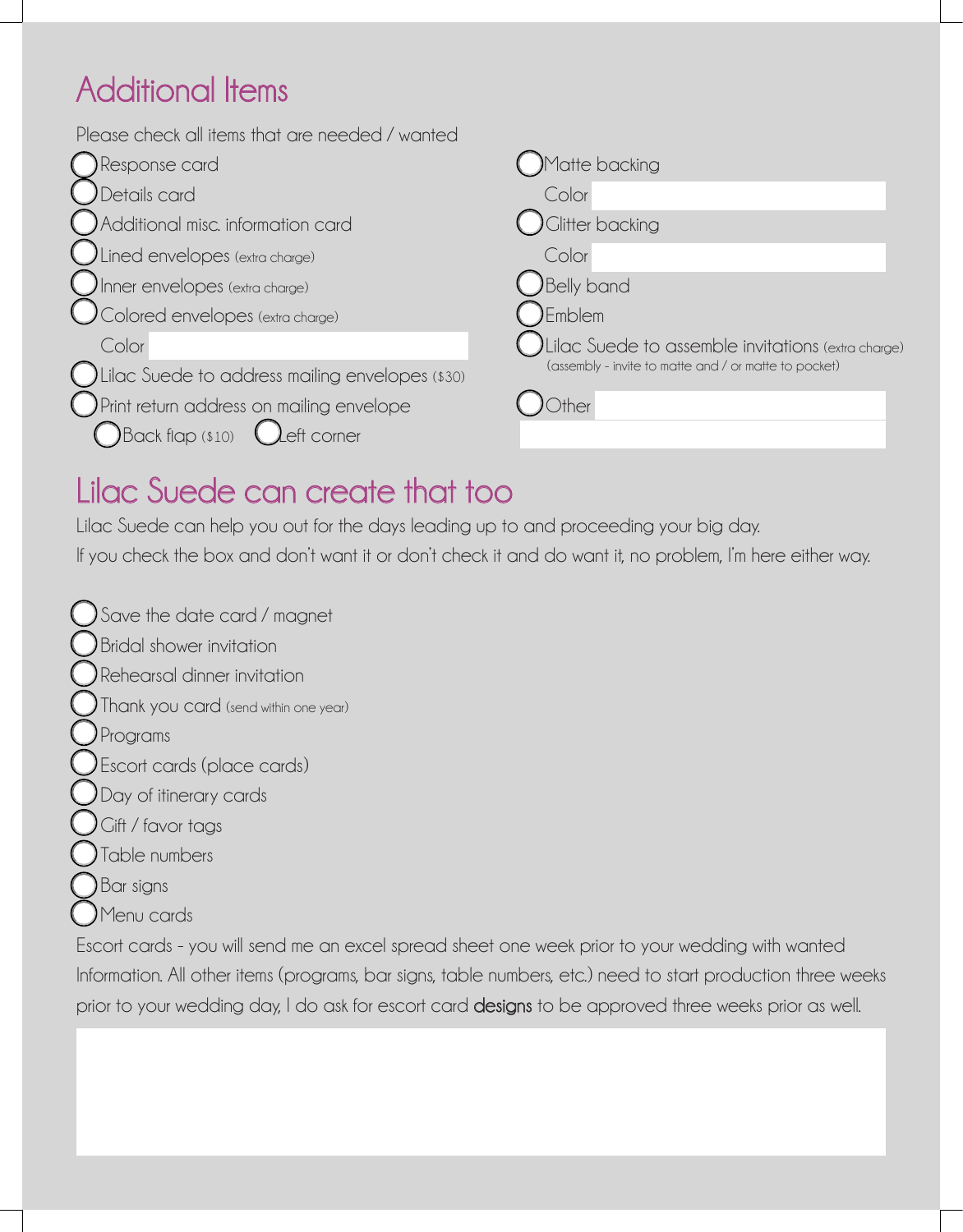## Additional Items

Please check all items that are needed / wanted

- ◯ Response card
- ◯ Details card
- ◯ Additional misc. information card
- ◯ Lined envelopes (extra charge)
- ◯ Inner envelopes (extra charge)
- ◯ Colored envelopes (extra charge)
  - Color
- ◯ Lilac Suede to address mailing envelopes ($30)
- ◯ Print return address on mailing envelope
  - ◯ Back flap ($10) ◯ Left corner

- ◯ Matte backing
  - Color
- ◯ Glitter backing
  - Color
- ◯ Belly band
- ◯ Emblem
- ◯ Lilac Suede to assemble invitations (extra charge)
  (assembly - invite to matte and / or matte to pocket)
- ◯ Other

## Lilac Suede can create that too

Lilac Suede can help you out for the days leading up to and proceeding your big day.
If you check the box and don't want it or don't check it and do want it, no problem, I'm here either way.

- ◯ Save the date card / magnet
- ◯ Bridal shower invitation
- ◯ Rehearsal dinner invitation
- ◯ Thank you card (send within one year)
- ◯ Programs
- ◯ Escort cards (place cards)
- ◯ Day of itinerary cards
- ◯ Gift / favor tags
- ◯ Table numbers
- ◯ Bar signs
- ◯ Menu cards

Escort cards - you will send me an excel spread sheet one week prior to your wedding with wanted Information. All other items (programs, bar signs, table numbers, etc.) need to start production three weeks prior to your wedding day, I do ask for escort card designs to be approved three weeks prior as well.